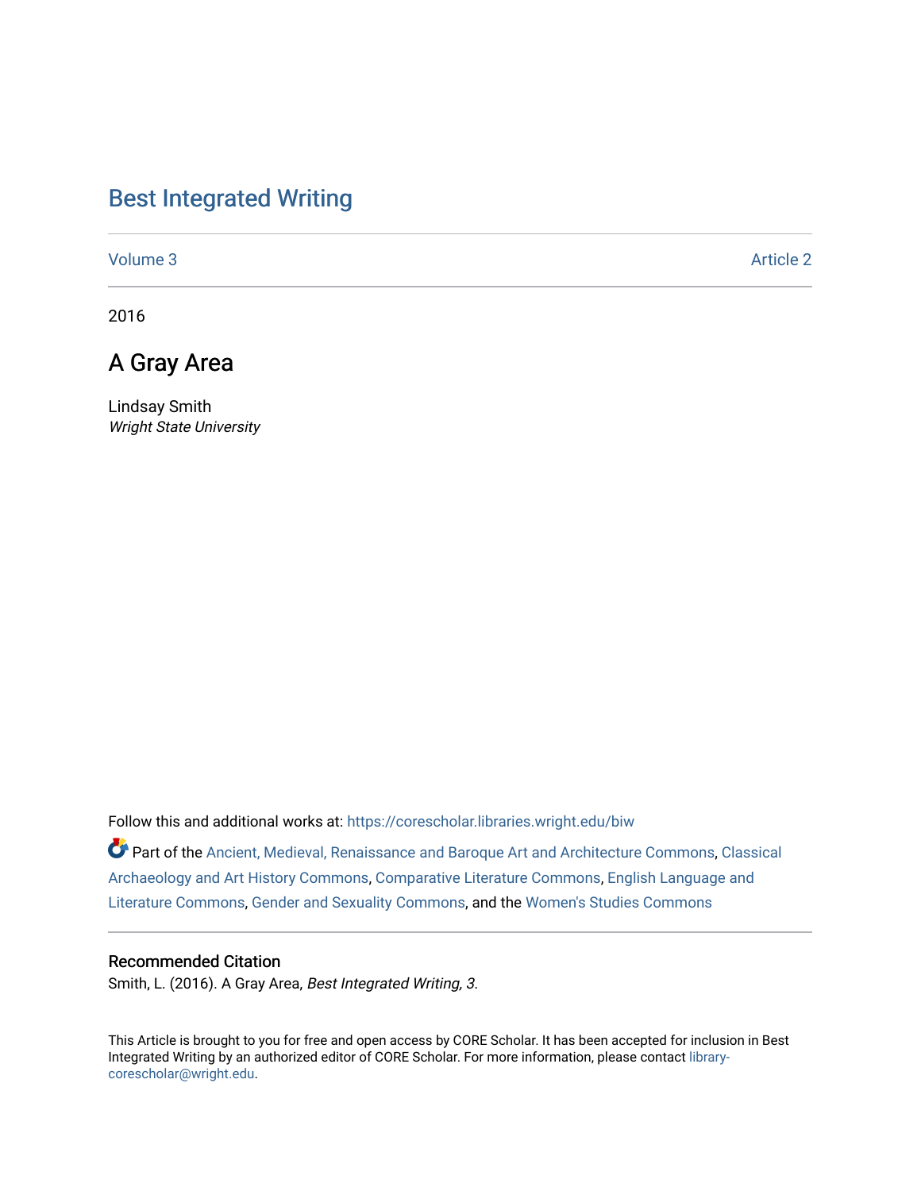# Best Integrated Writing

Volume 3 | Article 2

2016

## A Gray Area

Lindsay Smith
*Wright State University*

Follow this and additional works at: https://corescholar.libraries.wright.edu/biw

Part of the Ancient, Medieval, Renaissance and Baroque Art and Architecture Commons, Classical Archaeology and Art History Commons, Comparative Literature Commons, English Language and Literature Commons, Gender and Sexuality Commons, and the Women's Studies Commons

### Recommended Citation

Smith, L. (2016). A Gray Area, *Best Integrated Writing, 3*.

This Article is brought to you for free and open access by CORE Scholar. It has been accepted for inclusion in Best Integrated Writing by an authorized editor of CORE Scholar. For more information, please contact library-corescholar@wright.edu.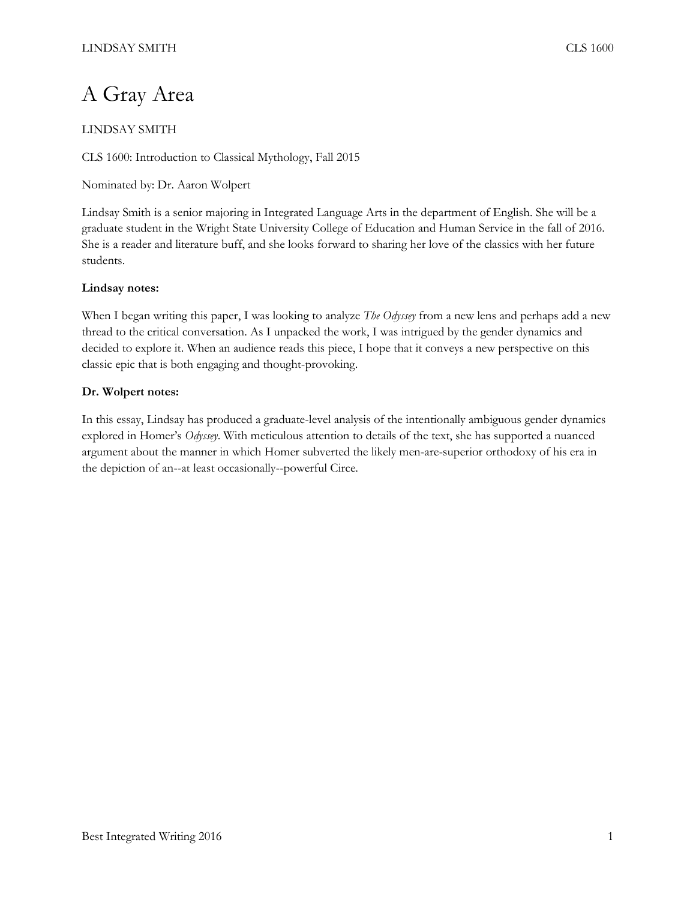# A Gray Area

LINDSAY SMITH

CLS 1600: Introduction to Classical Mythology, Fall 2015

Nominated by: Dr. Aaron Wolpert

Lindsay Smith is a senior majoring in Integrated Language Arts in the department of English. She will be a graduate student in the Wright State University College of Education and Human Service in the fall of 2016. She is a reader and literature buff, and she looks forward to sharing her love of the classics with her future students.

**Lindsay notes:**

When I began writing this paper, I was looking to analyze *The Odyssey* from a new lens and perhaps add a new thread to the critical conversation. As I unpacked the work, I was intrigued by the gender dynamics and decided to explore it. When an audience reads this piece, I hope that it conveys a new perspective on this classic epic that is both engaging and thought-provoking.

**Dr. Wolpert notes:**

In this essay, Lindsay has produced a graduate-level analysis of the intentionally ambiguous gender dynamics explored in Homer's *Odyssey*. With meticulous attention to details of the text, she has supported a nuanced argument about the manner in which Homer subverted the likely men-are-superior orthodoxy of his era in the depiction of an--at least occasionally--powerful Circe.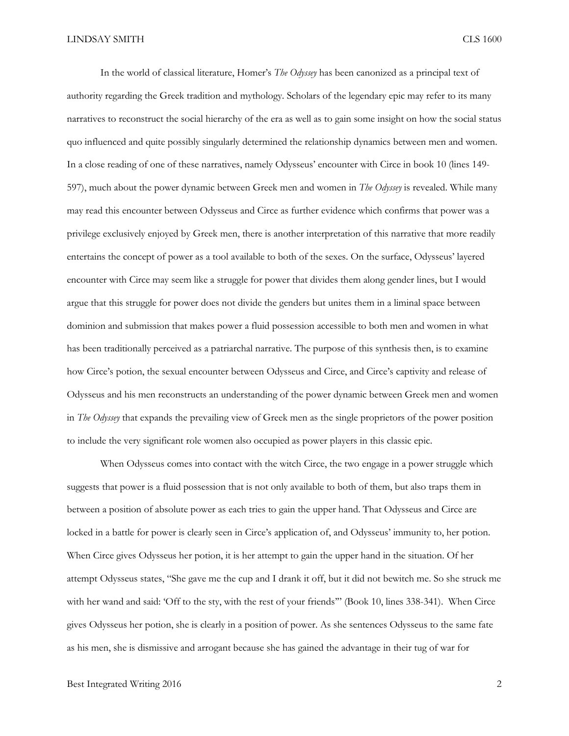In the world of classical literature, Homer's *The Odyssey* has been canonized as a principal text of authority regarding the Greek tradition and mythology. Scholars of the legendary epic may refer to its many narratives to reconstruct the social hierarchy of the era as well as to gain some insight on how the social status quo influenced and quite possibly singularly determined the relationship dynamics between men and women. In a close reading of one of these narratives, namely Odysseus' encounter with Circe in book 10 (lines 149-597), much about the power dynamic between Greek men and women in *The Odyssey* is revealed. While many may read this encounter between Odysseus and Circe as further evidence which confirms that power was a privilege exclusively enjoyed by Greek men, there is another interpretation of this narrative that more readily entertains the concept of power as a tool available to both of the sexes. On the surface, Odysseus' layered encounter with Circe may seem like a struggle for power that divides them along gender lines, but I would argue that this struggle for power does not divide the genders but unites them in a liminal space between dominion and submission that makes power a fluid possession accessible to both men and women in what has been traditionally perceived as a patriarchal narrative. The purpose of this synthesis then, is to examine how Circe's potion, the sexual encounter between Odysseus and Circe, and Circe's captivity and release of Odysseus and his men reconstructs an understanding of the power dynamic between Greek men and women in *The Odyssey* that expands the prevailing view of Greek men as the single proprietors of the power position to include the very significant role women also occupied as power players in this classic epic.

When Odysseus comes into contact with the witch Circe, the two engage in a power struggle which suggests that power is a fluid possession that is not only available to both of them, but also traps them in between a position of absolute power as each tries to gain the upper hand. That Odysseus and Circe are locked in a battle for power is clearly seen in Circe's application of, and Odysseus' immunity to, her potion. When Circe gives Odysseus her potion, it is her attempt to gain the upper hand in the situation. Of her attempt Odysseus states, "She gave me the cup and I drank it off, but it did not bewitch me. So she struck me with her wand and said: 'Off to the sty, with the rest of your friends'" (Book 10, lines 338-341). When Circe gives Odysseus her potion, she is clearly in a position of power. As she sentences Odysseus to the same fate as his men, she is dismissive and arrogant because she has gained the advantage in their tug of war for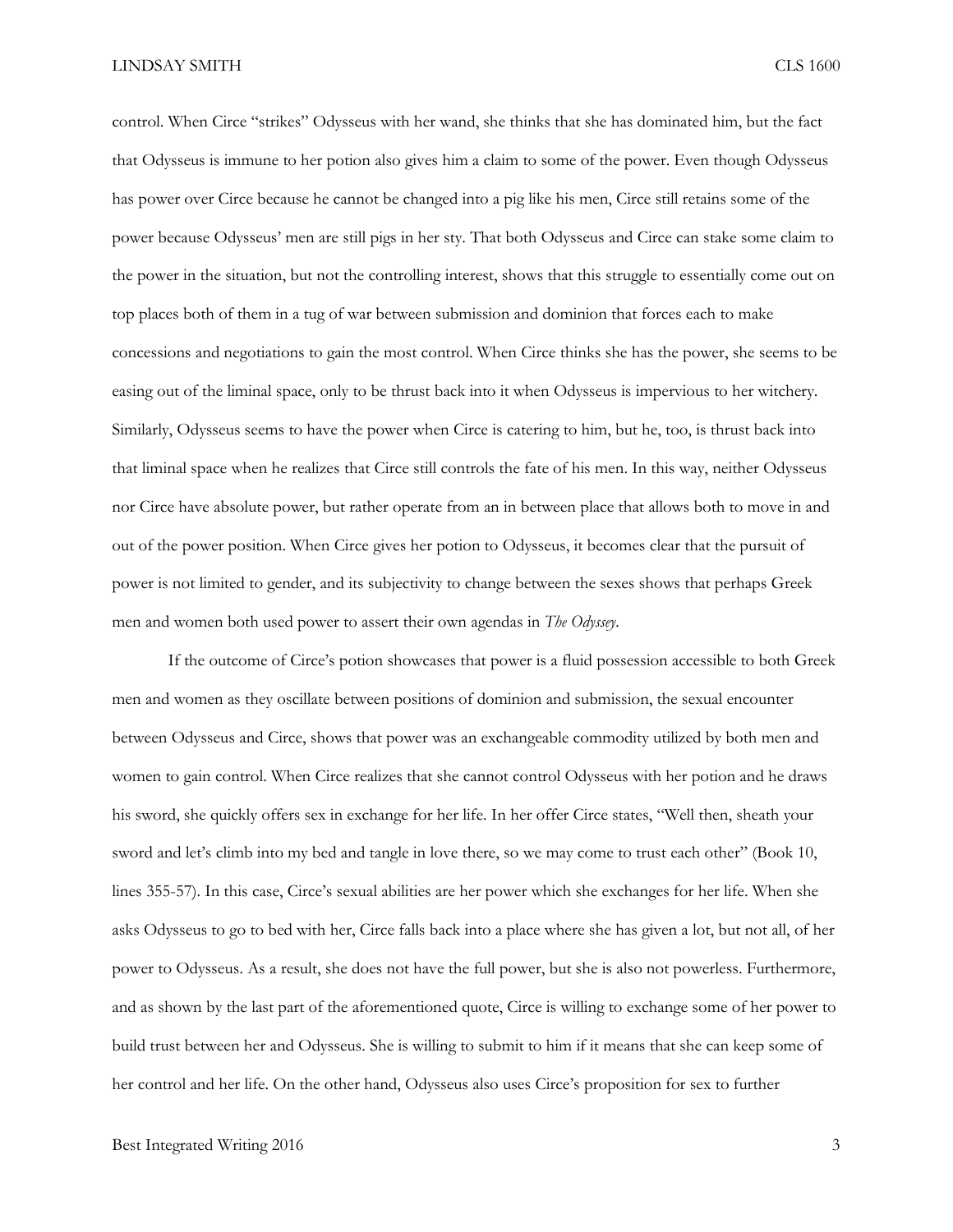control. When Circe "strikes" Odysseus with her wand, she thinks that she has dominated him, but the fact that Odysseus is immune to her potion also gives him a claim to some of the power. Even though Odysseus has power over Circe because he cannot be changed into a pig like his men, Circe still retains some of the power because Odysseus' men are still pigs in her sty. That both Odysseus and Circe can stake some claim to the power in the situation, but not the controlling interest, shows that this struggle to essentially come out on top places both of them in a tug of war between submission and dominion that forces each to make concessions and negotiations to gain the most control. When Circe thinks she has the power, she seems to be easing out of the liminal space, only to be thrust back into it when Odysseus is impervious to her witchery. Similarly, Odysseus seems to have the power when Circe is catering to him, but he, too, is thrust back into that liminal space when he realizes that Circe still controls the fate of his men. In this way, neither Odysseus nor Circe have absolute power, but rather operate from an in between place that allows both to move in and out of the power position. When Circe gives her potion to Odysseus, it becomes clear that the pursuit of power is not limited to gender, and its subjectivity to change between the sexes shows that perhaps Greek men and women both used power to assert their own agendas in *The Odyssey*.

If the outcome of Circe's potion showcases that power is a fluid possession accessible to both Greek men and women as they oscillate between positions of dominion and submission, the sexual encounter between Odysseus and Circe, shows that power was an exchangeable commodity utilized by both men and women to gain control. When Circe realizes that she cannot control Odysseus with her potion and he draws his sword, she quickly offers sex in exchange for her life. In her offer Circe states, "Well then, sheath your sword and let's climb into my bed and tangle in love there, so we may come to trust each other" (Book 10, lines 355-57). In this case, Circe's sexual abilities are her power which she exchanges for her life. When she asks Odysseus to go to bed with her, Circe falls back into a place where she has given a lot, but not all, of her power to Odysseus. As a result, she does not have the full power, but she is also not powerless. Furthermore, and as shown by the last part of the aforementioned quote, Circe is willing to exchange some of her power to build trust between her and Odysseus. She is willing to submit to him if it means that she can keep some of her control and her life. On the other hand, Odysseus also uses Circe's proposition for sex to further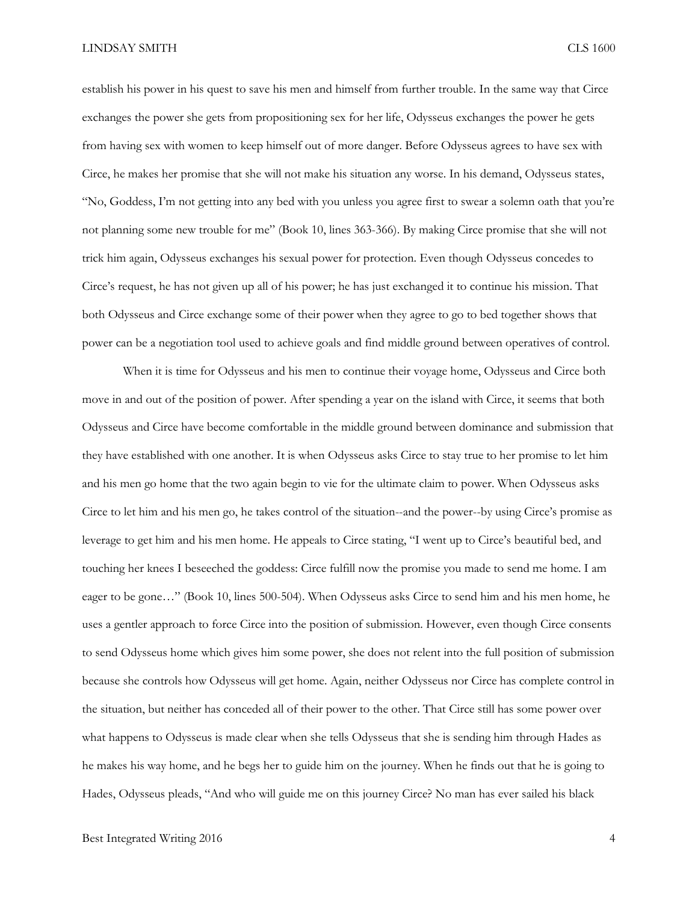establish his power in his quest to save his men and himself from further trouble. In the same way that Circe exchanges the power she gets from propositioning sex for her life, Odysseus exchanges the power he gets from having sex with women to keep himself out of more danger. Before Odysseus agrees to have sex with Circe, he makes her promise that she will not make his situation any worse. In his demand, Odysseus states, "No, Goddess, I'm not getting into any bed with you unless you agree first to swear a solemn oath that you're not planning some new trouble for me" (Book 10, lines 363-366). By making Circe promise that she will not trick him again, Odysseus exchanges his sexual power for protection. Even though Odysseus concedes to Circe's request, he has not given up all of his power; he has just exchanged it to continue his mission. That both Odysseus and Circe exchange some of their power when they agree to go to bed together shows that power can be a negotiation tool used to achieve goals and find middle ground between operatives of control.

When it is time for Odysseus and his men to continue their voyage home, Odysseus and Circe both move in and out of the position of power. After spending a year on the island with Circe, it seems that both Odysseus and Circe have become comfortable in the middle ground between dominance and submission that they have established with one another. It is when Odysseus asks Circe to stay true to her promise to let him and his men go home that the two again begin to vie for the ultimate claim to power. When Odysseus asks Circe to let him and his men go, he takes control of the situation--and the power--by using Circe's promise as leverage to get him and his men home. He appeals to Circe stating, "I went up to Circe's beautiful bed, and touching her knees I beseeched the goddess: Circe fulfill now the promise you made to send me home. I am eager to be gone…" (Book 10, lines 500-504). When Odysseus asks Circe to send him and his men home, he uses a gentler approach to force Circe into the position of submission. However, even though Circe consents to send Odysseus home which gives him some power, she does not relent into the full position of submission because she controls how Odysseus will get home. Again, neither Odysseus nor Circe has complete control in the situation, but neither has conceded all of their power to the other. That Circe still has some power over what happens to Odysseus is made clear when she tells Odysseus that she is sending him through Hades as he makes his way home, and he begs her to guide him on the journey. When he finds out that he is going to Hades, Odysseus pleads, "And who will guide me on this journey Circe? No man has ever sailed his black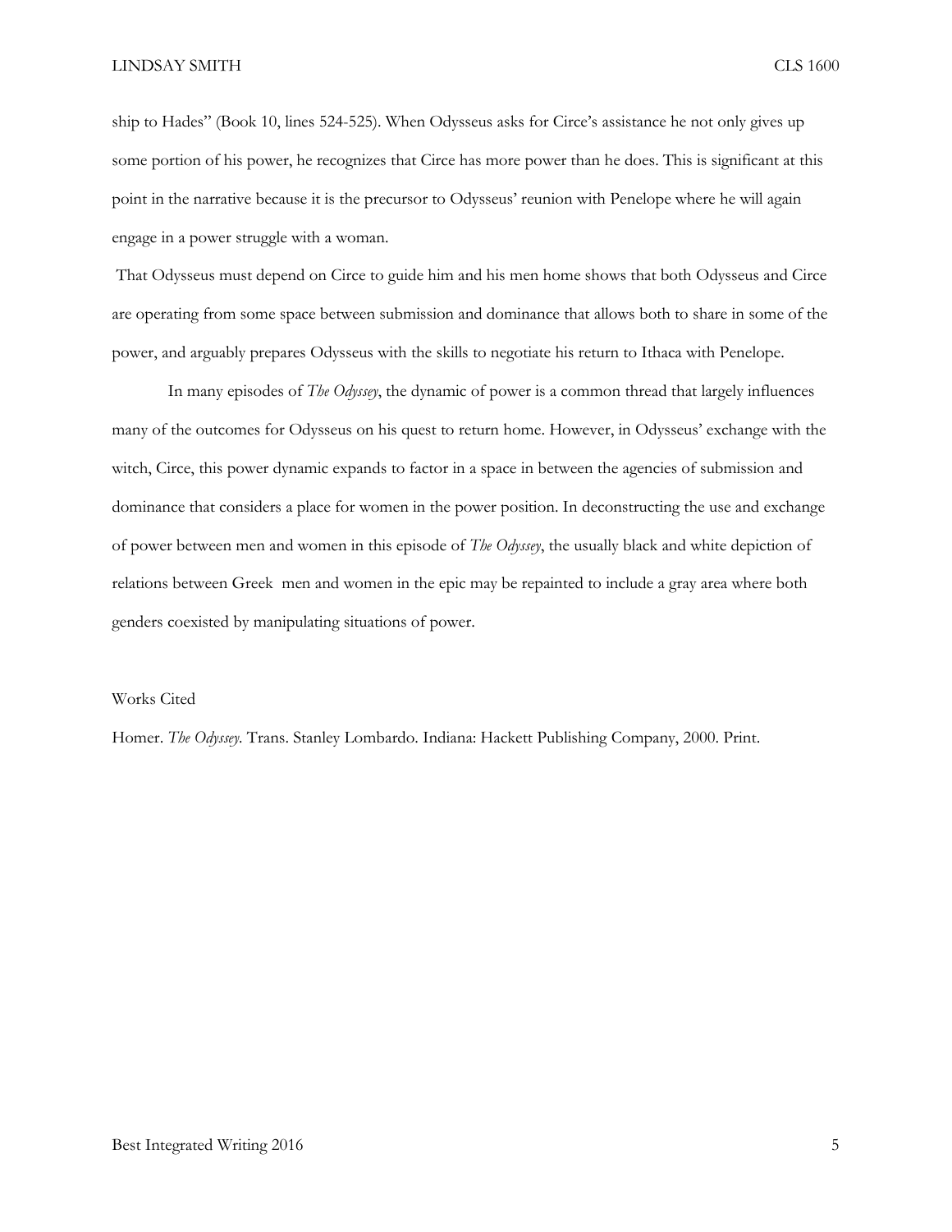ship to Hades" (Book 10, lines 524-525). When Odysseus asks for Circe's assistance he not only gives up some portion of his power, he recognizes that Circe has more power than he does. This is significant at this point in the narrative because it is the precursor to Odysseus' reunion with Penelope where he will again engage in a power struggle with a woman.

That Odysseus must depend on Circe to guide him and his men home shows that both Odysseus and Circe are operating from some space between submission and dominance that allows both to share in some of the power, and arguably prepares Odysseus with the skills to negotiate his return to Ithaca with Penelope.

In many episodes of *The Odyssey*, the dynamic of power is a common thread that largely influences many of the outcomes for Odysseus on his quest to return home. However, in Odysseus' exchange with the witch, Circe, this power dynamic expands to factor in a space in between the agencies of submission and dominance that considers a place for women in the power position. In deconstructing the use and exchange of power between men and women in this episode of *The Odyssey*, the usually black and white depiction of relations between Greek men and women in the epic may be repainted to include a gray area where both genders coexisted by manipulating situations of power.

Works Cited

Homer. *The Odyssey*. Trans. Stanley Lombardo. Indiana: Hackett Publishing Company, 2000. Print.